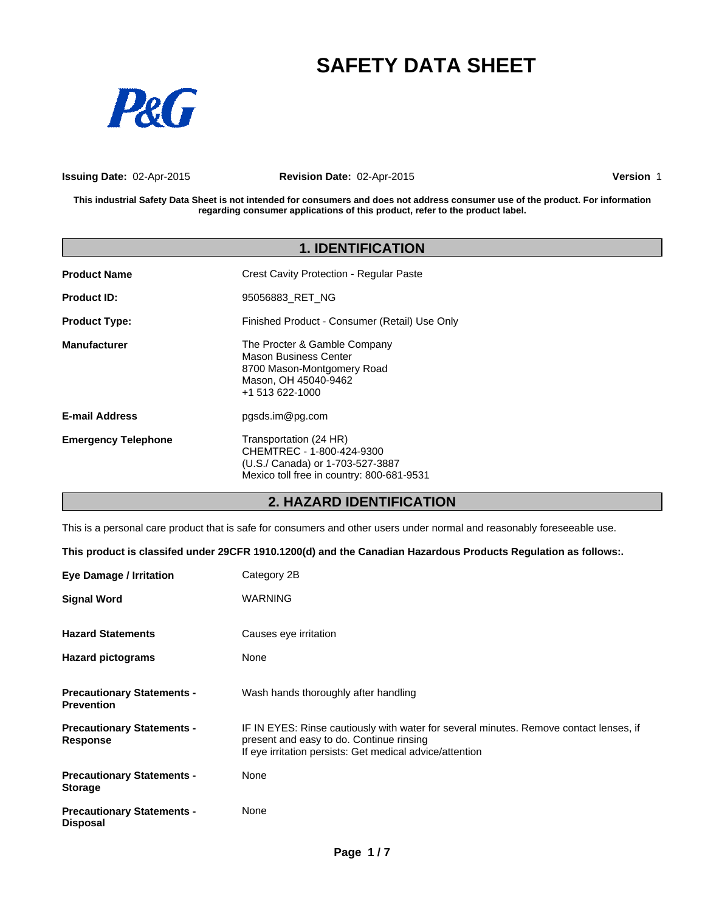# SAFETY DATA SHEET

P&G

**Issuing Date:** 02-Apr-2015 **Revision Date:** 02-Apr-2015 **Version** 1

**This industrial Safety Data Sheet is not intended for consumers and does not address consumer use of the product. For information regarding consumer applications of this product, refer to the product label.**

## 1. IDENTIFICATION

| | |
|---|---|
| **Product Name** | Crest Cavity Protection - Regular Paste |
| **Product ID:** | 95056883_RET_NG |
| **Product Type:** | Finished Product - Consumer (Retail) Use Only |
| **Manufacturer** | The Procter & Gamble Company<br>Mason Business Center<br>8700 Mason-Montgomery Road<br>Mason, OH 45040-9462<br>+1 513 622-1000 |
| **E-mail Address** | pgsds.im@pg.com |
| **Emergency Telephone** | Transportation (24 HR)<br>CHEMTREC - 1-800-424-9300<br>(U.S./ Canada) or 1-703-527-3887<br>Mexico toll free in country: 800-681-9531 |

## 2. HAZARD IDENTIFICATION

This is a personal care product that is safe for consumers and other users under normal and reasonably foreseeable use.

**This product is classifed under 29CFR 1910.1200(d) and the Canadian Hazardous Products Regulation as follows:.**

| | |
|---|---|
| **Eye Damage / Irritation** | Category 2B |
| **Signal Word** | WARNING |
| **Hazard Statements** | Causes eye irritation |
| **Hazard pictograms** | None |
| **Precautionary Statements - Prevention** | Wash hands thoroughly after handling |
| **Precautionary Statements - Response** | IF IN EYES: Rinse cautiously with water for several minutes. Remove contact lenses, if present and easy to do. Continue rinsing<br>If eye irritation persists: Get medical advice/attention |
| **Precautionary Statements - Storage** | None |
| **Precautionary Statements - Disposal** | None |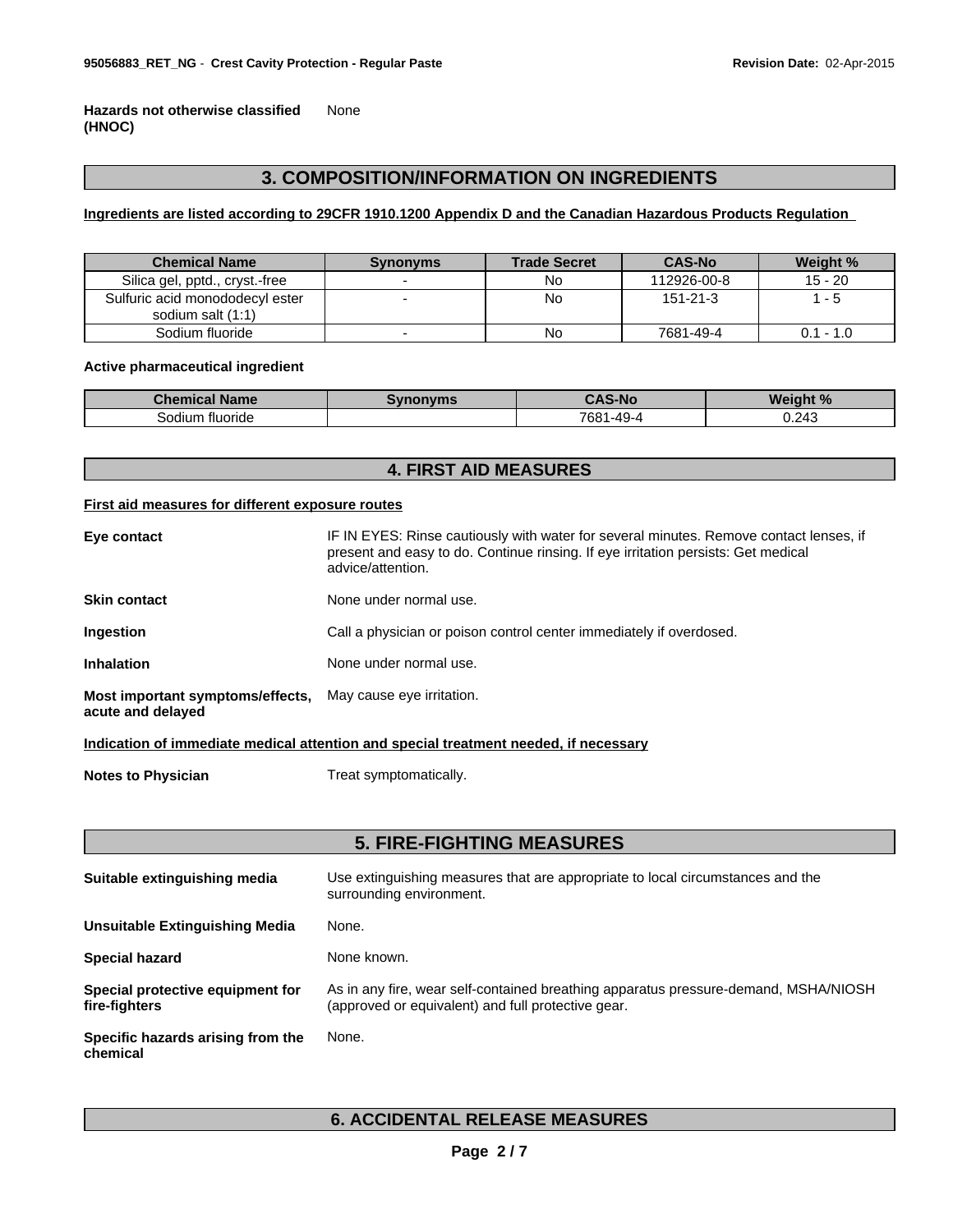**Hazards not otherwise classified (HNOC)** None

## 3. COMPOSITION/INFORMATION ON INGREDIENTS

**Ingredients are listed according to 29CFR 1910.1200 Appendix D and the Canadian Hazardous Products Regulation**

| Chemical Name | Synonyms | Trade Secret | CAS-No | Weight % |
|---|---|---|---|---|
| Silica gel, pptd., cryst.-free | - | No | 112926-00-8 | 15 - 20 |
| Sulfuric acid monododecyl ester sodium salt (1:1) | - | No | 151-21-3 | 1 - 5 |
| Sodium fluoride | - | No | 7681-49-4 | 0.1 - 1.0 |

**Active pharmaceutical ingredient**

| Chemical Name | Synonyms | CAS-No | Weight % |
|---|---|---|---|
| Sodium fluoride | | 7681-49-4 | 0.243 |

## 4. FIRST AID MEASURES

**First aid measures for different exposure routes**

**Eye contact** IF IN EYES: Rinse cautiously with water for several minutes. Remove contact lenses, if present and easy to do. Continue rinsing. If eye irritation persists: Get medical advice/attention.

**Skin contact** None under normal use.

**Ingestion** Call a physician or poison control center immediately if overdosed.

**Inhalation** None under normal use.

**Most important symptoms/effects, acute and delayed** May cause eye irritation.

**Indication of immediate medical attention and special treatment needed, if necessary**

**Notes to Physician** Treat symptomatically.

## 5. FIRE-FIGHTING MEASURES

**Suitable extinguishing media** Use extinguishing measures that are appropriate to local circumstances and the surrounding environment.

**Unsuitable Extinguishing Media** None.

**Special hazard** None known.

**Special protective equipment for fire-fighters** As in any fire, wear self-contained breathing apparatus pressure-demand, MSHA/NIOSH (approved or equivalent) and full protective gear.

**Specific hazards arising from the chemical** None.

## 6. ACCIDENTAL RELEASE MEASURES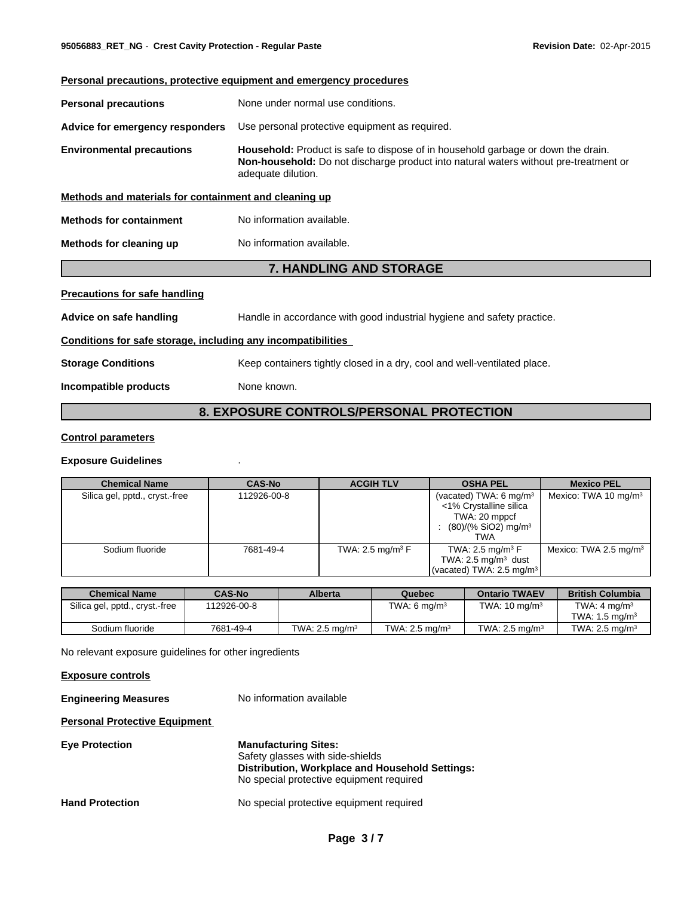**Personal precautions, protective equipment and emergency procedures**

**Personal precautions** None under normal use conditions.

**Advice for emergency responders** Use personal protective equipment as required.

**Environmental precautions** **Household:** Product is safe to dispose of in household garbage or down the drain. **Non-household:** Do not discharge product into natural waters without pre-treatment or adequate dilution.

**Methods and materials for containment and cleaning up**

**Methods for containment** No information available.

**Methods for cleaning up** No information available.

## 7. HANDLING AND STORAGE

**Precautions for safe handling**

**Advice on safe handling** Handle in accordance with good industrial hygiene and safety practice.

**Conditions for safe storage, including any incompatibilities**

**Storage Conditions** Keep containers tightly closed in a dry, cool and well-ventilated place.

**Incompatible products** None known.

## 8. EXPOSURE CONTROLS/PERSONAL PROTECTION

**Control parameters**

**Exposure Guidelines** .

| Chemical Name | CAS-No | ACGIH TLV | OSHA PEL | Mexico PEL |
|---|---|---|---|---|
| Silica gel, pptd., cryst.-free | 112926-00-8 | | (vacated) TWA: 6 mg/m³ <1% Crystalline silica TWA: 20 mppcf : (80)/(% SiO2) mg/m³ TWA | Mexico: TWA 10 mg/m³ |
| Sodium fluoride | 7681-49-4 | TWA: 2.5 mg/m³ F | TWA: 2.5 mg/m³ F TWA: 2.5 mg/m³ dust (vacated) TWA: 2.5 mg/m³ | Mexico: TWA 2.5 mg/m³ |

| Chemical Name | CAS-No | Alberta | Quebec | Ontario TWAEV | British Columbia |
|---|---|---|---|---|---|
| Silica gel, pptd., cryst.-free | 112926-00-8 | | TWA: 6 mg/m³ | TWA: 10 mg/m³ | TWA: 4 mg/m³ TWA: 1.5 mg/m³ |
| Sodium fluoride | 7681-49-4 | TWA: 2.5 mg/m³ | TWA: 2.5 mg/m³ | TWA: 2.5 mg/m³ | TWA: 2.5 mg/m³ |

No relevant exposure guidelines for other ingredients

**Exposure controls**

**Engineering Measures** No information available

**Personal Protective Equipment**

**Eye Protection** **Manufacturing Sites:** Safety glasses with side-shields **Distribution, Workplace and Household Settings:** No special protective equipment required

**Hand Protection** No special protective equipment required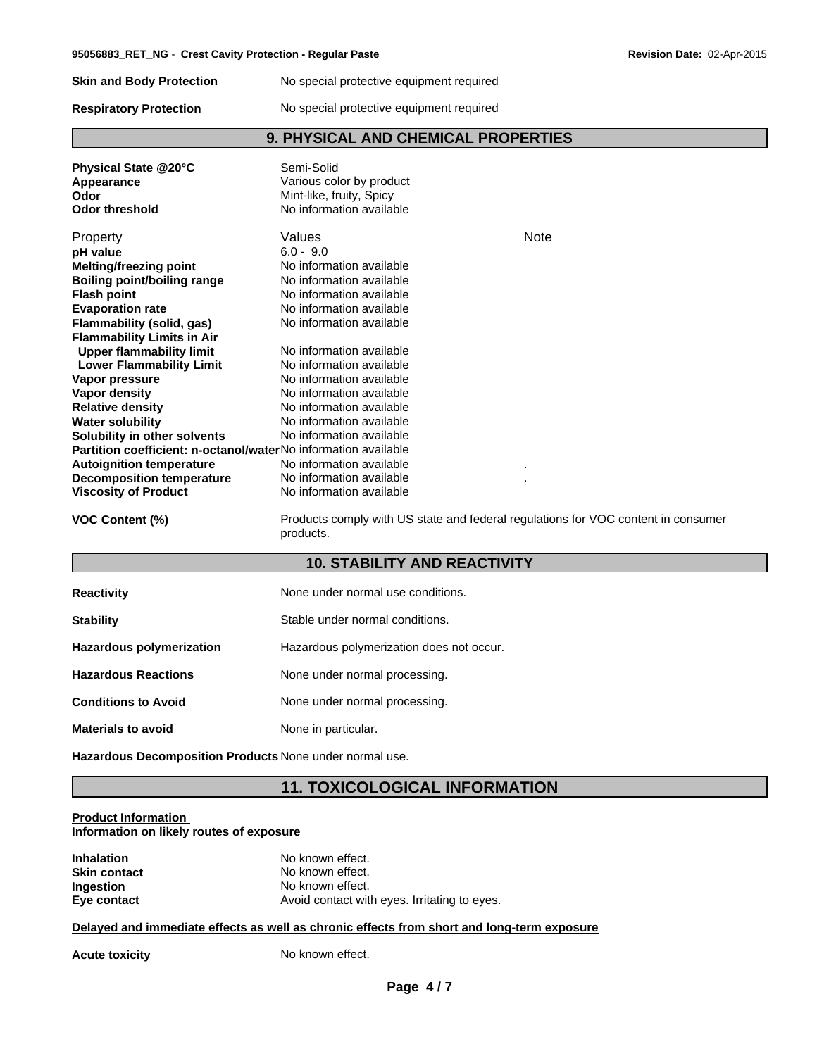**Skin and Body Protection** No special protective equipment required

**Respiratory Protection** No special protective equipment required

## 9. PHYSICAL AND CHEMICAL PROPERTIES

**Physical State @20°C** Semi-Solid
**Appearance** Various color by product
**Odor** Mint-like, fruity, Spicy
**Odor threshold** No information available

| Property | Values | Note |
|---|---|---|
| **pH value** | 6.0 - 9.0 | |
| **Melting/freezing point** | No information available | |
| **Boiling point/boiling range** | No information available | |
| **Flash point** | No information available | |
| **Evaporation rate** | No information available | |
| **Flammability (solid, gas)** | No information available | |
| **Flammability Limits in Air** | | |
| **Upper flammability limit** | No information available | |
| **Lower Flammability Limit** | No information available | |
| **Vapor pressure** | No information available | |
| **Vapor density** | No information available | |
| **Relative density** | No information available | |
| **Water solubility** | No information available | |
| **Solubility in other solvents** | No information available | |
| **Partition coefficient: n-octanol/water** | No information available | |
| **Autoignition temperature** | No information available | . |
| **Decomposition temperature** | No information available | . |
| **Viscosity of Product** | No information available | |

**VOC Content (%)** Products comply with US state and federal regulations for VOC content in consumer products.

## 10. STABILITY AND REACTIVITY

**Reactivity** None under normal use conditions.

**Stability** Stable under normal conditions.

**Hazardous polymerization** Hazardous polymerization does not occur.

**Hazardous Reactions** None under normal processing.

**Conditions to Avoid** None under normal processing.

**Materials to avoid** None in particular.

**Hazardous Decomposition Products** None under normal use.

## 11. TOXICOLOGICAL INFORMATION

**Product Information**
**Information on likely routes of exposure**

**Inhalation** No known effect.
**Skin contact** No known effect.
**Ingestion** No known effect.
**Eye contact** Avoid contact with eyes. Irritating to eyes.

**Delayed and immediate effects as well as chronic effects from short and long-term exposure**

**Acute toxicity** No known effect.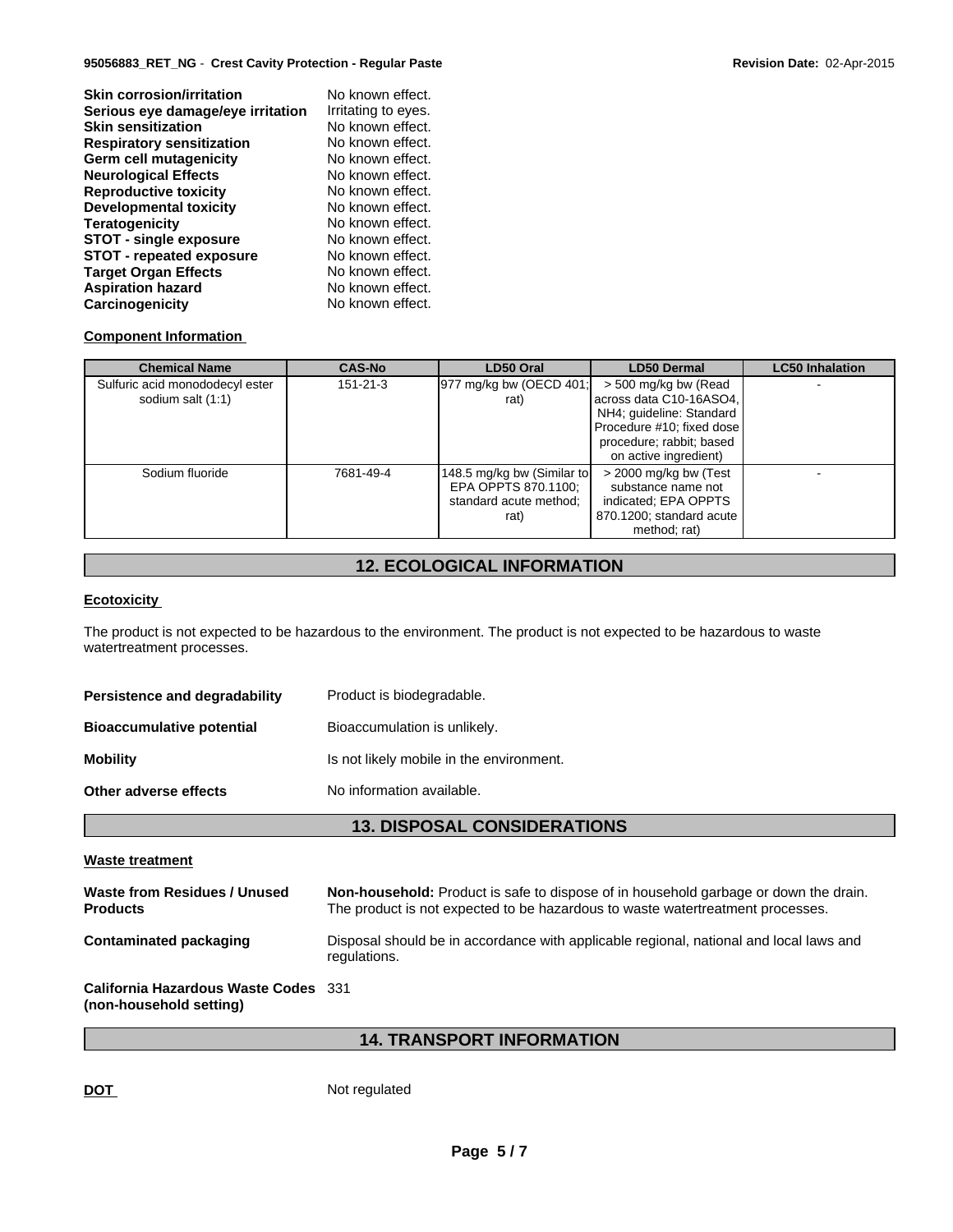| | |
|---|---|
| **Skin corrosion/irritation** | No known effect. |
| **Serious eye damage/eye irritation** | Irritating to eyes. |
| **Skin sensitization** | No known effect. |
| **Respiratory sensitization** | No known effect. |
| **Germ cell mutagenicity** | No known effect. |
| **Neurological Effects** | No known effect. |
| **Reproductive toxicity** | No known effect. |
| **Developmental toxicity** | No known effect. |
| **Teratogenicity** | No known effect. |
| **STOT - single exposure** | No known effect. |
| **STOT - repeated exposure** | No known effect. |
| **Target Organ Effects** | No known effect. |
| **Aspiration hazard** | No known effect. |
| **Carcinogenicity** | No known effect. |

**Component Information**

| Chemical Name | CAS-No | LD50 Oral | LD50 Dermal | LC50 Inhalation |
|---|---|---|---|---|
| Sulfuric acid monododecyl ester sodium salt (1:1) | 151-21-3 | 977 mg/kg bw (OECD 401; rat) | > 500 mg/kg bw (Read across data C10-16ASO4, NH4; guideline: Standard Procedure #10; fixed dose procedure; rabbit; based on active ingredient) | - |
| Sodium fluoride | 7681-49-4 | 148.5 mg/kg bw (Similar to EPA OPPTS 870.1100; standard acute method; rat) | > 2000 mg/kg bw (Test substance name not indicated; EPA OPPTS 870.1200; standard acute method; rat) | - |

## 12. ECOLOGICAL INFORMATION

**Ecotoxicity**

The product is not expected to be hazardous to the environment. The product is not expected to be hazardous to waste watertreatment processes.

| | |
|---|---|
| **Persistence and degradability** | Product is biodegradable. |
| **Bioaccumulative potential** | Bioaccumulation is unlikely. |
| **Mobility** | Is not likely mobile in the environment. |
| **Other adverse effects** | No information available. |

## 13. DISPOSAL CONSIDERATIONS

**Waste treatment**

| | |
|---|---|
| **Waste from Residues / Unused Products** | **Non-household:** Product is safe to dispose of in household garbage or down the drain. The product is not expected to be hazardous to waste watertreatment processes. |
| **Contaminated packaging** | Disposal should be in accordance with applicable regional, national and local laws and regulations. |
| **California Hazardous Waste Codes (non-household setting)** | 331 |

## 14. TRANSPORT INFORMATION

**DOT** Not regulated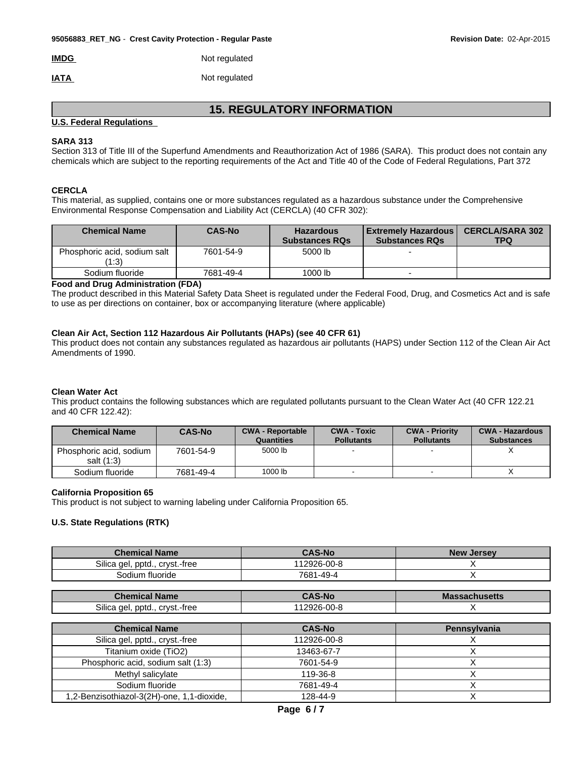**IMDG** Not regulated

**IATA** Not regulated

# 15. REGULATORY INFORMATION

**U.S. Federal Regulations**

**SARA 313**

Section 313 of Title III of the Superfund Amendments and Reauthorization Act of 1986 (SARA). This product does not contain any chemicals which are subject to the reporting requirements of the Act and Title 40 of the Code of Federal Regulations, Part 372

**CERCLA**

This material, as supplied, contains one or more substances regulated as a hazardous substance under the Comprehensive Environmental Response Compensation and Liability Act (CERCLA) (40 CFR 302):

| Chemical Name | CAS-No | Hazardous Substances RQs | Extremely Hazardous Substances RQs | CERCLA/SARA 302 TPQ |
|---|---|---|---|---|
| Phosphoric acid, sodium salt (1:3) | 7601-54-9 | 5000 lb | - | |
| Sodium fluoride | 7681-49-4 | 1000 lb | - | |

**Food and Drug Administration (FDA)**

The product described in this Material Safety Data Sheet is regulated under the Federal Food, Drug, and Cosmetics Act and is safe to use as per directions on container, box or accompanying literature (where applicable)

**Clean Air Act, Section 112 Hazardous Air Pollutants (HAPs) (see 40 CFR 61)**

This product does not contain any substances regulated as hazardous air pollutants (HAPS) under Section 112 of the Clean Air Act Amendments of 1990.

**Clean Water Act**

This product contains the following substances which are regulated pollutants pursuant to the Clean Water Act (40 CFR 122.21 and 40 CFR 122.42):

| Chemical Name | CAS-No | CWA - Reportable Quantities | CWA - Toxic Pollutants | CWA - Priority Pollutants | CWA - Hazardous Substances |
|---|---|---|---|---|---|
| Phosphoric acid, sodium salt (1:3) | 7601-54-9 | 5000 lb | - | - | X |
| Sodium fluoride | 7681-49-4 | 1000 lb | - | - | X |

**California Proposition 65**

This product is not subject to warning labeling under California Proposition 65.

**U.S. State Regulations (RTK)**

| Chemical Name | CAS-No | New Jersey |
|---|---|---|
| Silica gel, pptd., cryst.-free | 112926-00-8 | X |
| Sodium fluoride | 7681-49-4 | X |

| Chemical Name | CAS-No | Massachusetts |
|---|---|---|
| Silica gel, pptd., cryst.-free | 112926-00-8 | X |

| Chemical Name | CAS-No | Pennsylvania |
|---|---|---|
| Silica gel, pptd., cryst.-free | 112926-00-8 | X |
| Titanium oxide (TiO2) | 13463-67-7 | X |
| Phosphoric acid, sodium salt (1:3) | 7601-54-9 | X |
| Methyl salicylate | 119-36-8 | X |
| Sodium fluoride | 7681-49-4 | X |
| 1,2-Benzisothiazol-3(2H)-one, 1,1-dioxide, | 128-44-9 | X |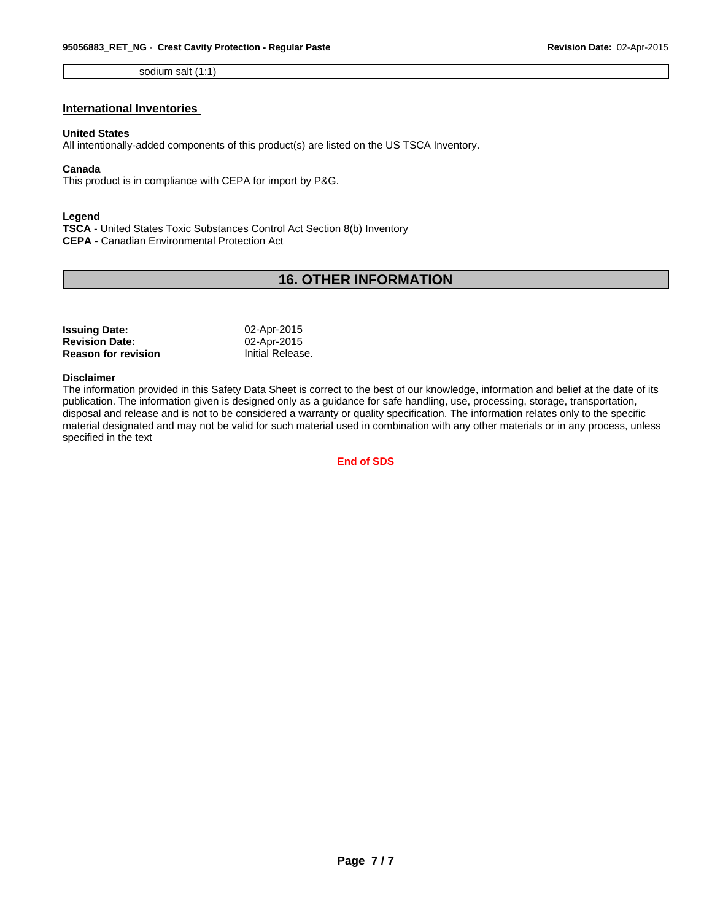| | | |
|---|---|---|
| sodium salt (1:1) | | |

## International Inventories

**United States**
All intentionally-added components of this product(s) are listed on the US TSCA Inventory.

**Canada**
This product is in compliance with CEPA for import by P&G.

**Legend**
**TSCA** - United States Toxic Substances Control Act Section 8(b) Inventory
**CEPA** - Canadian Environmental Protection Act

## 16. OTHER INFORMATION

| | |
|---|---|
| **Issuing Date:** | 02-Apr-2015 |
| **Revision Date:** | 02-Apr-2015 |
| **Reason for revision** | Initial Release. |

**Disclaimer**
The information provided in this Safety Data Sheet is correct to the best of our knowledge, information and belief at the date of its publication. The information given is designed only as a guidance for safe handling, use, processing, storage, transportation, disposal and release and is not to be considered a warranty or quality specification. The information relates only to the specific material designated and may not be valid for such material used in combination with any other materials or in any process, unless specified in the text

**End of SDS**